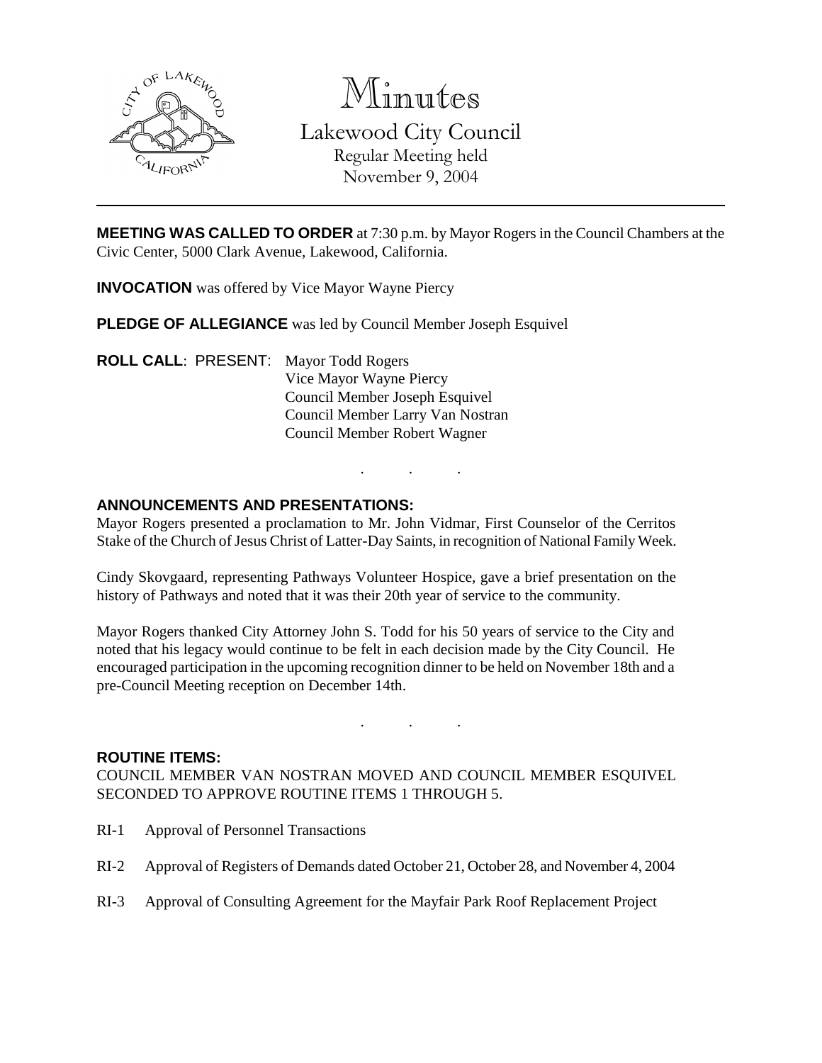# Minutes

## Lakewood City Council

Regular Meeting held
November 9, 2004

**MEETING WAS CALLED TO ORDER** at 7:30 p.m. by Mayor Rogers in the Council Chambers at the Civic Center, 5000 Clark Avenue, Lakewood, California.

**INVOCATION** was offered by Vice Mayor Wayne Piercy

**PLEDGE OF ALLEGIANCE** was led by Council Member Joseph Esquivel

**ROLL CALL**: PRESENT: Mayor Todd Rogers
Vice Mayor Wayne Piercy
Council Member Joseph Esquivel
Council Member Larry Van Nostran
Council Member Robert Wagner

. . .

**ANNOUNCEMENTS AND PRESENTATIONS:**

Mayor Rogers presented a proclamation to Mr. John Vidmar, First Counselor of the Cerritos Stake of the Church of Jesus Christ of Latter-Day Saints, in recognition of National Family Week.

Cindy Skovgaard, representing Pathways Volunteer Hospice, gave a brief presentation on the history of Pathways and noted that it was their 20th year of service to the community.

Mayor Rogers thanked City Attorney John S. Todd for his 50 years of service to the City and noted that his legacy would continue to be felt in each decision made by the City Council. He encouraged participation in the upcoming recognition dinner to be held on November 18th and a pre-Council Meeting reception on December 14th.

. . .

**ROUTINE ITEMS:**

COUNCIL MEMBER VAN NOSTRAN MOVED AND COUNCIL MEMBER ESQUIVEL SECONDED TO APPROVE ROUTINE ITEMS 1 THROUGH 5.

RI-1 Approval of Personnel Transactions

RI-2 Approval of Registers of Demands dated October 21, October 28, and November 4, 2004

RI-3 Approval of Consulting Agreement for the Mayfair Park Roof Replacement Project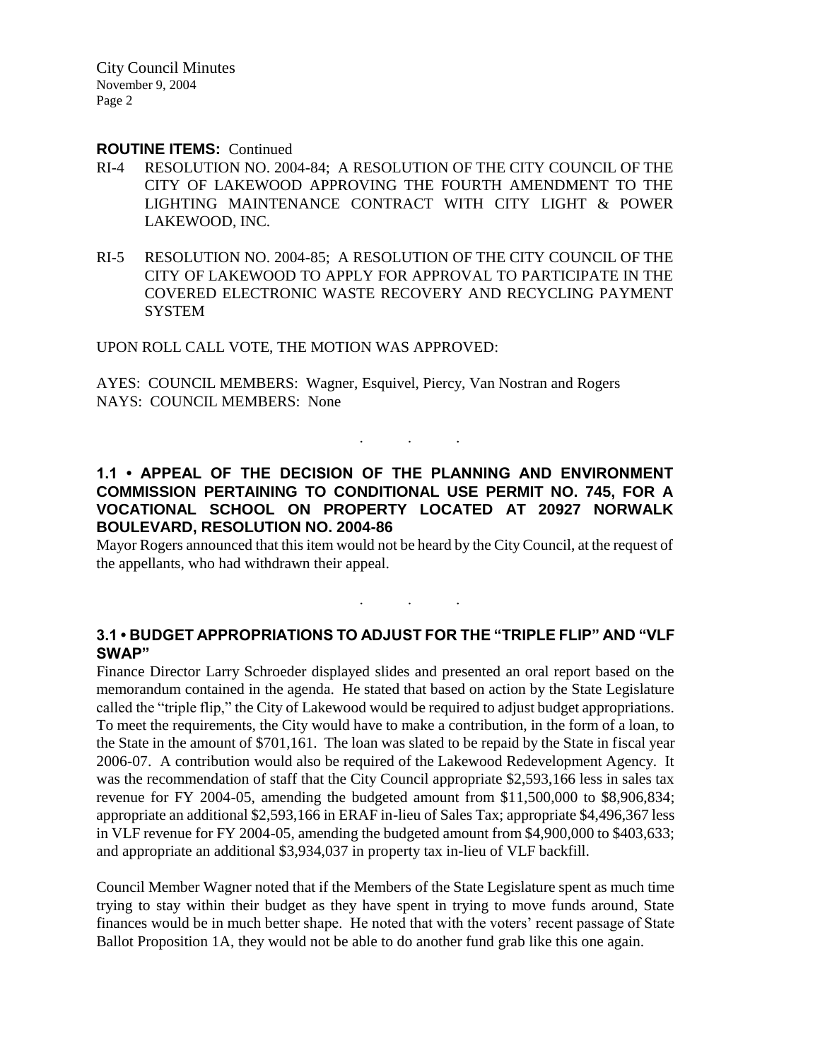**ROUTINE ITEMS:** Continued

RI-4 RESOLUTION NO. 2004-84; A RESOLUTION OF THE CITY COUNCIL OF THE CITY OF LAKEWOOD APPROVING THE FOURTH AMENDMENT TO THE LIGHTING MAINTENANCE CONTRACT WITH CITY LIGHT & POWER LAKEWOOD, INC.

RI-5 RESOLUTION NO. 2004-85; A RESOLUTION OF THE CITY COUNCIL OF THE CITY OF LAKEWOOD TO APPLY FOR APPROVAL TO PARTICIPATE IN THE COVERED ELECTRONIC WASTE RECOVERY AND RECYCLING PAYMENT SYSTEM

UPON ROLL CALL VOTE, THE MOTION WAS APPROVED:

AYES: COUNCIL MEMBERS: Wagner, Esquivel, Piercy, Van Nostran and Rogers
NAYS: COUNCIL MEMBERS: None

. . .

**1.1 • APPEAL OF THE DECISION OF THE PLANNING AND ENVIRONMENT COMMISSION PERTAINING TO CONDITIONAL USE PERMIT NO. 745, FOR A VOCATIONAL SCHOOL ON PROPERTY LOCATED AT 20927 NORWALK BOULEVARD, RESOLUTION NO. 2004-86**

Mayor Rogers announced that this item would not be heard by the City Council, at the request of the appellants, who had withdrawn their appeal.

. . .

**3.1 • BUDGET APPROPRIATIONS TO ADJUST FOR THE "TRIPLE FLIP" AND "VLF SWAP"**

Finance Director Larry Schroeder displayed slides and presented an oral report based on the memorandum contained in the agenda. He stated that based on action by the State Legislature called the "triple flip," the City of Lakewood would be required to adjust budget appropriations. To meet the requirements, the City would have to make a contribution, in the form of a loan, to the State in the amount of $701,161. The loan was slated to be repaid by the State in fiscal year 2006-07. A contribution would also be required of the Lakewood Redevelopment Agency. It was the recommendation of staff that the City Council appropriate $2,593,166 less in sales tax revenue for FY 2004-05, amending the budgeted amount from $11,500,000 to $8,906,834; appropriate an additional $2,593,166 in ERAF in-lieu of Sales Tax; appropriate $4,496,367 less in VLF revenue for FY 2004-05, amending the budgeted amount from $4,900,000 to $403,633; and appropriate an additional $3,934,037 in property tax in-lieu of VLF backfill.

Council Member Wagner noted that if the Members of the State Legislature spent as much time trying to stay within their budget as they have spent in trying to move funds around, State finances would be in much better shape. He noted that with the voters' recent passage of State Ballot Proposition 1A, they would not be able to do another fund grab like this one again.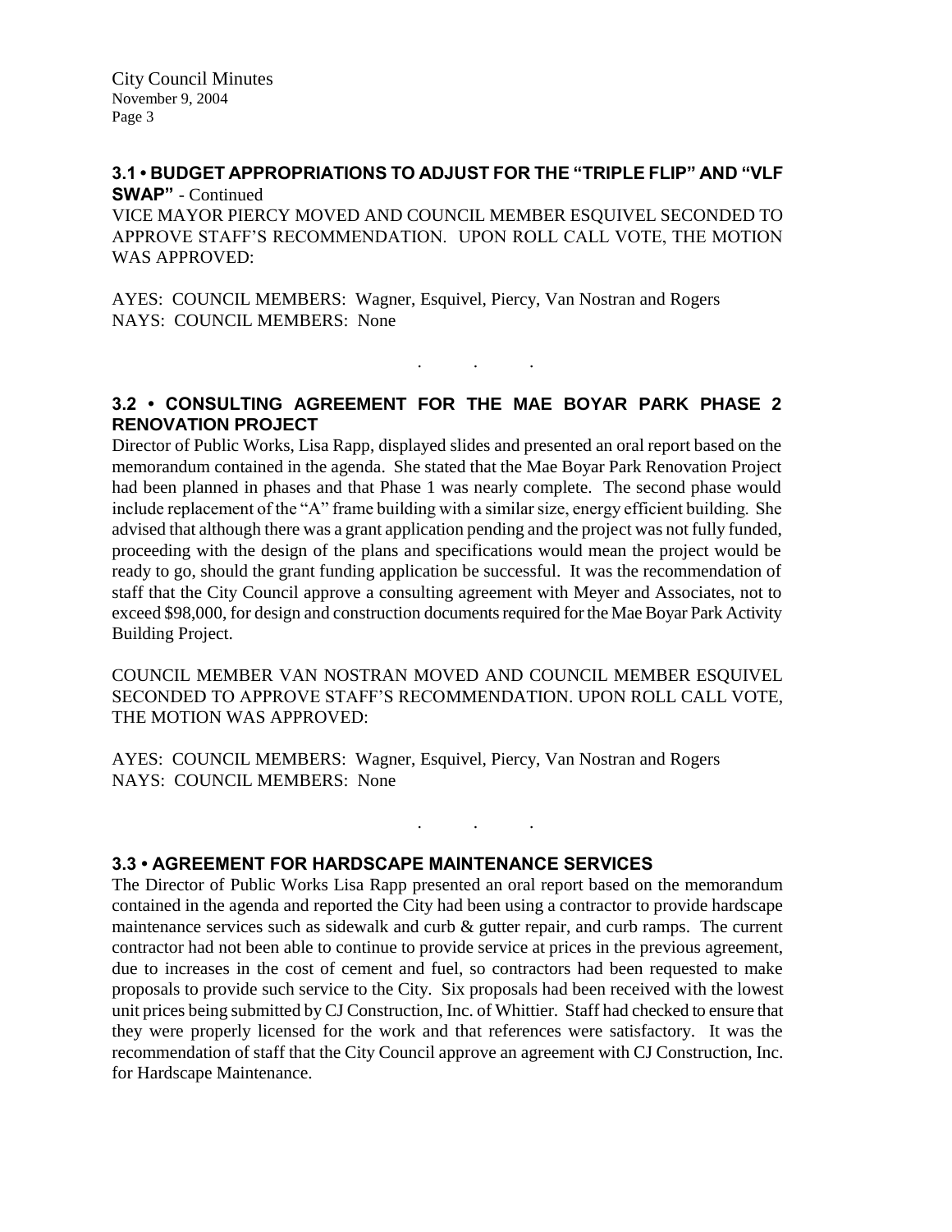### 3.1 • BUDGET APPROPRIATIONS TO ADJUST FOR THE "TRIPLE FLIP" AND "VLF SWAP" - Continued

VICE MAYOR PIERCY MOVED AND COUNCIL MEMBER ESQUIVEL SECONDED TO APPROVE STAFF'S RECOMMENDATION. UPON ROLL CALL VOTE, THE MOTION WAS APPROVED:

AYES: COUNCIL MEMBERS: Wagner, Esquivel, Piercy, Van Nostran and Rogers
NAYS: COUNCIL MEMBERS: None

. . .

### 3.2 • CONSULTING AGREEMENT FOR THE MAE BOYAR PARK PHASE 2 RENOVATION PROJECT

Director of Public Works, Lisa Rapp, displayed slides and presented an oral report based on the memorandum contained in the agenda. She stated that the Mae Boyar Park Renovation Project had been planned in phases and that Phase 1 was nearly complete. The second phase would include replacement of the "A" frame building with a similar size, energy efficient building. She advised that although there was a grant application pending and the project was not fully funded, proceeding with the design of the plans and specifications would mean the project would be ready to go, should the grant funding application be successful. It was the recommendation of staff that the City Council approve a consulting agreement with Meyer and Associates, not to exceed $98,000, for design and construction documents required for the Mae Boyar Park Activity Building Project.

COUNCIL MEMBER VAN NOSTRAN MOVED AND COUNCIL MEMBER ESQUIVEL SECONDED TO APPROVE STAFF'S RECOMMENDATION. UPON ROLL CALL VOTE, THE MOTION WAS APPROVED:

AYES: COUNCIL MEMBERS: Wagner, Esquivel, Piercy, Van Nostran and Rogers
NAYS: COUNCIL MEMBERS: None

. . .

### 3.3 • AGREEMENT FOR HARDSCAPE MAINTENANCE SERVICES

The Director of Public Works Lisa Rapp presented an oral report based on the memorandum contained in the agenda and reported the City had been using a contractor to provide hardscape maintenance services such as sidewalk and curb & gutter repair, and curb ramps. The current contractor had not been able to continue to provide service at prices in the previous agreement, due to increases in the cost of cement and fuel, so contractors had been requested to make proposals to provide such service to the City. Six proposals had been received with the lowest unit prices being submitted by CJ Construction, Inc. of Whittier. Staff had checked to ensure that they were properly licensed for the work and that references were satisfactory. It was the recommendation of staff that the City Council approve an agreement with CJ Construction, Inc. for Hardscape Maintenance.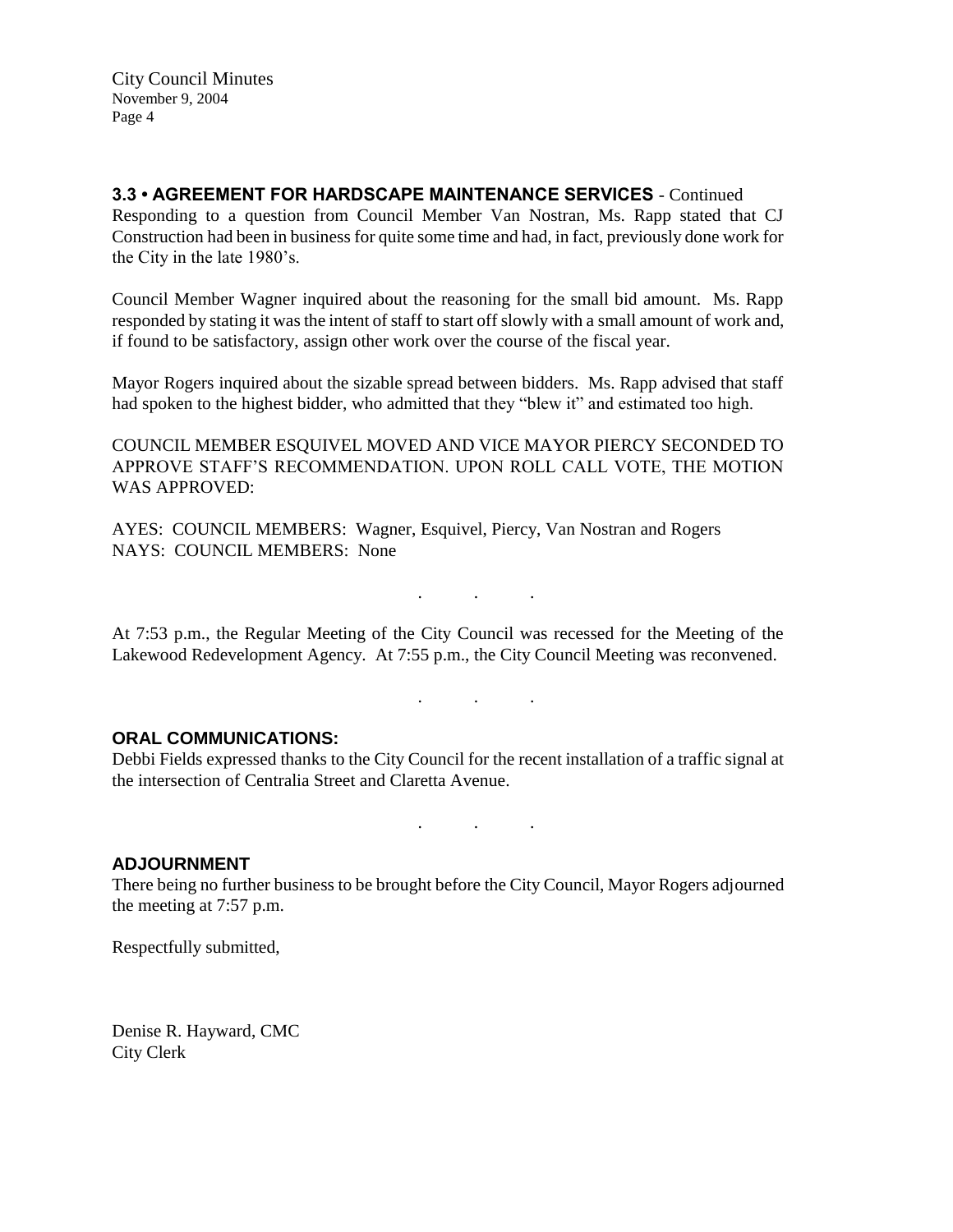**3.3 • AGREEMENT FOR HARDSCAPE MAINTENANCE SERVICES** - Continued

Responding to a question from Council Member Van Nostran, Ms. Rapp stated that CJ Construction had been in business for quite some time and had, in fact, previously done work for the City in the late 1980's.

Council Member Wagner inquired about the reasoning for the small bid amount. Ms. Rapp responded by stating it was the intent of staff to start off slowly with a small amount of work and, if found to be satisfactory, assign other work over the course of the fiscal year.

Mayor Rogers inquired about the sizable spread between bidders. Ms. Rapp advised that staff had spoken to the highest bidder, who admitted that they "blew it" and estimated too high.

COUNCIL MEMBER ESQUIVEL MOVED AND VICE MAYOR PIERCY SECONDED TO APPROVE STAFF'S RECOMMENDATION. UPON ROLL CALL VOTE, THE MOTION WAS APPROVED:

AYES: COUNCIL MEMBERS: Wagner, Esquivel, Piercy, Van Nostran and Rogers
NAYS: COUNCIL MEMBERS: None

. . .

At 7:53 p.m., the Regular Meeting of the City Council was recessed for the Meeting of the Lakewood Redevelopment Agency. At 7:55 p.m., the City Council Meeting was reconvened.

. . .

**ORAL COMMUNICATIONS:**

Debbi Fields expressed thanks to the City Council for the recent installation of a traffic signal at the intersection of Centralia Street and Claretta Avenue.

. . .

**ADJOURNMENT**

There being no further business to be brought before the City Council, Mayor Rogers adjourned the meeting at 7:57 p.m.

Respectfully submitted,

Denise R. Hayward, CMC
City Clerk